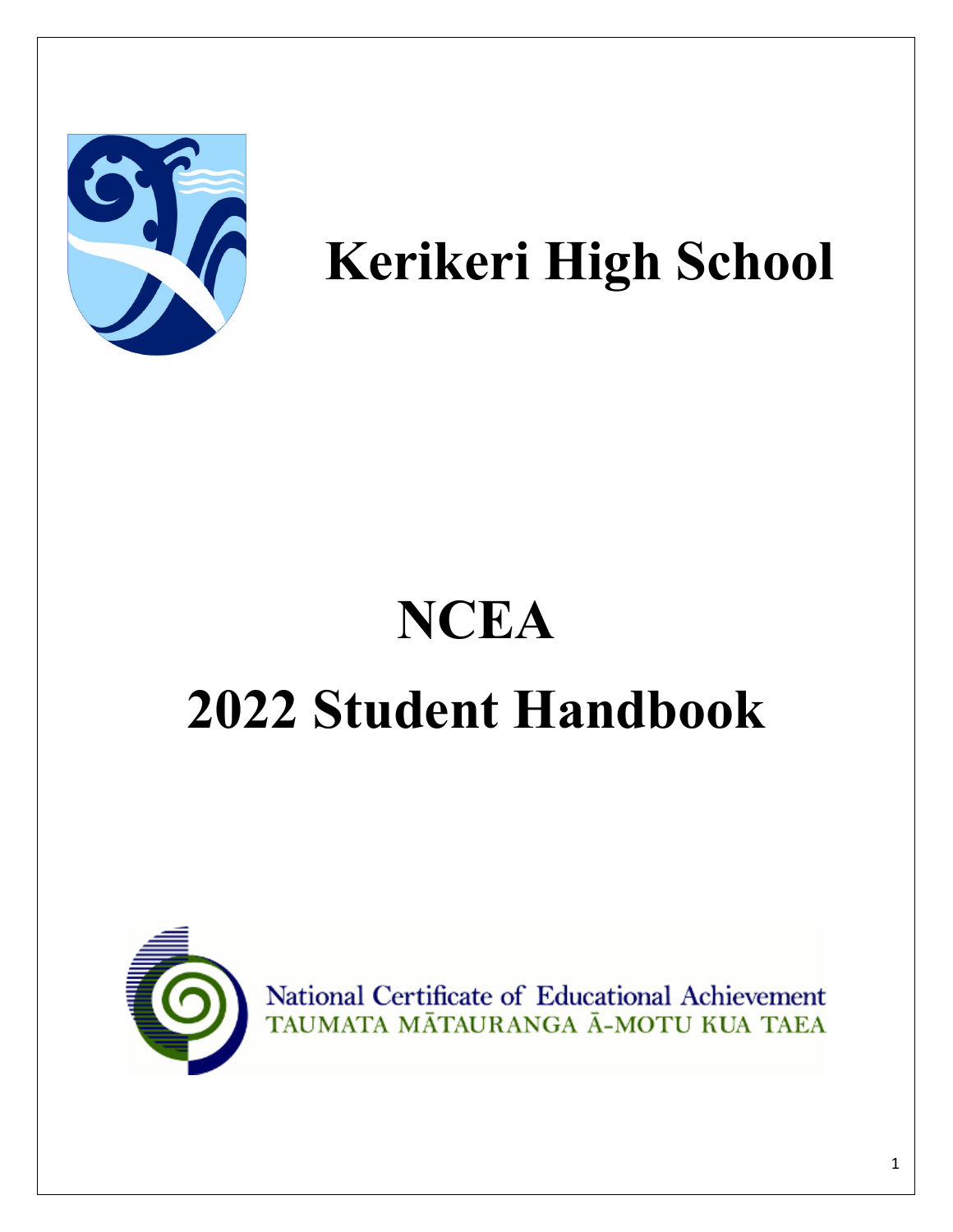# Kerikeri High School

# NCEA

# 2022 Student Handbook

National Certificate of Educational Achievement
TAUMATA MĀTAURANGA Ā-MOTU KUA TAEA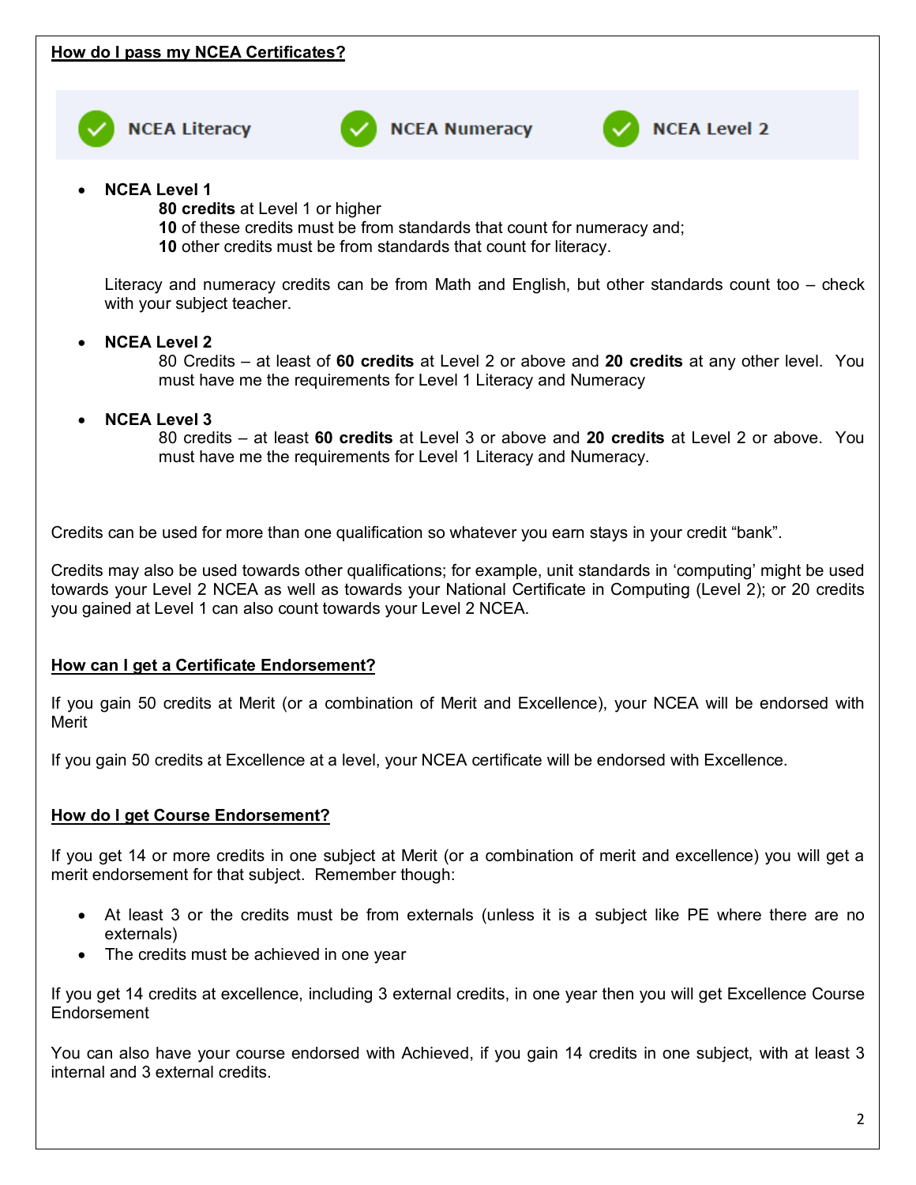## How do I pass my NCEA Certificates?

NCEA Literacy NCEA Numeracy NCEA Level 2

- **NCEA Level 1**
  **80 credits** at Level 1 or higher
  **10** of these credits must be from standards that count for numeracy and;
  **10** other credits must be from standards that count for literacy.

  Literacy and numeracy credits can be from Math and English, but other standards count too – check with your subject teacher.

- **NCEA Level 2**
  80 Credits – at least of **60 credits** at Level 2 or above and **20 credits** at any other level. You must have me the requirements for Level 1 Literacy and Numeracy

- **NCEA Level 3**
  80 credits – at least **60 credits** at Level 3 or above and **20 credits** at Level 2 or above. You must have me the requirements for Level 1 Literacy and Numeracy.

Credits can be used for more than one qualification so whatever you earn stays in your credit "bank".

Credits may also be used towards other qualifications; for example, unit standards in 'computing' might be used towards your Level 2 NCEA as well as towards your National Certificate in Computing (Level 2); or 20 credits you gained at Level 1 can also count towards your Level 2 NCEA.

## How can I get a Certificate Endorsement?

If you gain 50 credits at Merit (or a combination of Merit and Excellence), your NCEA will be endorsed with Merit

If you gain 50 credits at Excellence at a level, your NCEA certificate will be endorsed with Excellence.

## How do I get Course Endorsement?

If you get 14 or more credits in one subject at Merit (or a combination of merit and excellence) you will get a merit endorsement for that subject. Remember though:

- At least 3 or the credits must be from externals (unless it is a subject like PE where there are no externals)
- The credits must be achieved in one year

If you get 14 credits at excellence, including 3 external credits, in one year then you will get Excellence Course Endorsement

You can also have your course endorsed with Achieved, if you gain 14 credits in one subject, with at least 3 internal and 3 external credits.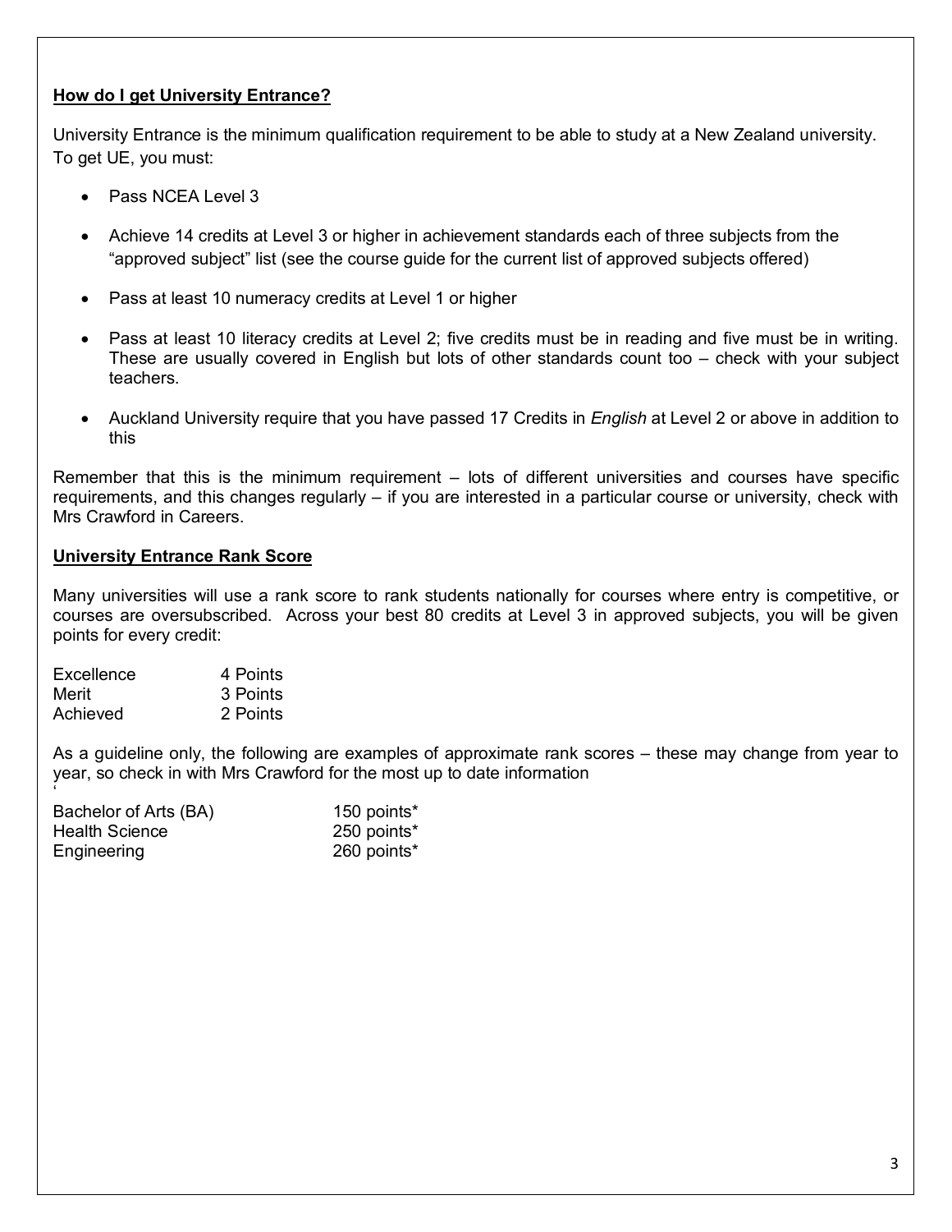**How do I get University Entrance?**

University Entrance is the minimum qualification requirement to be able to study at a New Zealand university. To get UE, you must:

- Pass NCEA Level 3
- Achieve 14 credits at Level 3 or higher in achievement standards each of three subjects from the "approved subject" list (see the course guide for the current list of approved subjects offered)
- Pass at least 10 numeracy credits at Level 1 or higher
- Pass at least 10 literacy credits at Level 2; five credits must be in reading and five must be in writing. These are usually covered in English but lots of other standards count too – check with your subject teachers.
- Auckland University require that you have passed 17 Credits in *English* at Level 2 or above in addition to this

Remember that this is the minimum requirement – lots of different universities and courses have specific requirements, and this changes regularly – if you are interested in a particular course or university, check with Mrs Crawford in Careers.

**University Entrance Rank Score**

Many universities will use a rank score to rank students nationally for courses where entry is competitive, or courses are oversubscribed. Across your best 80 credits at Level 3 in approved subjects, you will be given points for every credit:

| | |
|---|---|
| Excellence | 4 Points |
| Merit | 3 Points |
| Achieved | 2 Points |

As a guideline only, the following are examples of approximate rank scores – these may change from year to year, so check in with Mrs Crawford for the most up to date information

| | |
|---|---|
| Bachelor of Arts (BA) | 150 points* |
| Health Science | 250 points* |
| Engineering | 260 points* |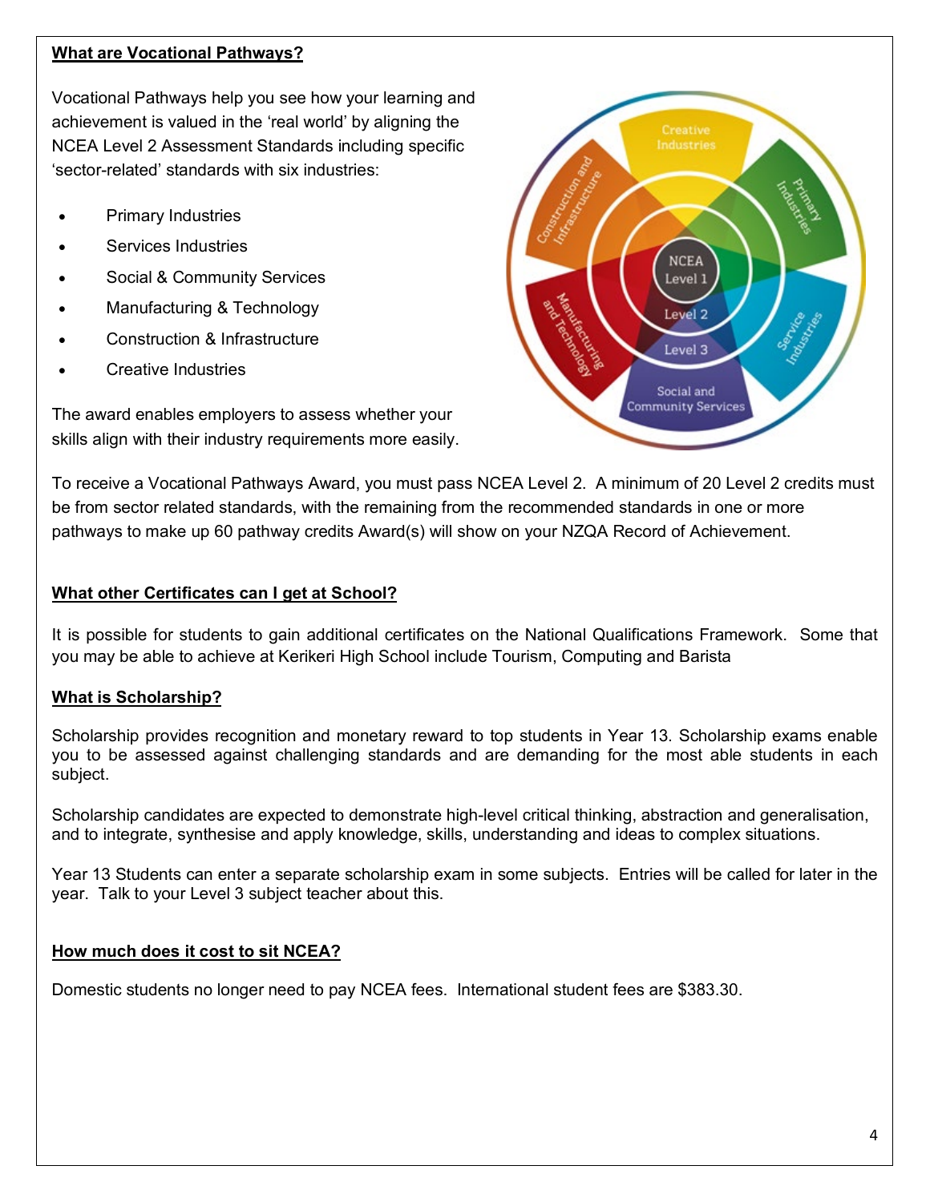**What are Vocational Pathways?**

Vocational Pathways help you see how your learning and achievement is valued in the 'real world' by aligning the NCEA Level 2 Assessment Standards including specific 'sector-related' standards with six industries:

- Primary Industries
- Services Industries
- Social & Community Services
- Manufacturing & Technology
- Construction & Infrastructure
- Creative Industries

The award enables employers to assess whether your skills align with their industry requirements more easily.

To receive a Vocational Pathways Award, you must pass NCEA Level 2. A minimum of 20 Level 2 credits must be from sector related standards, with the remaining from the recommended standards in one or more pathways to make up 60 pathway credits Award(s) will show on your NZQA Record of Achievement.

**What other Certificates can I get at School?**

It is possible for students to gain additional certificates on the National Qualifications Framework. Some that you may be able to achieve at Kerikeri High School include Tourism, Computing and Barista

**What is Scholarship?**

Scholarship provides recognition and monetary reward to top students in Year 13. Scholarship exams enable you to be assessed against challenging standards and are demanding for the most able students in each subject.

Scholarship candidates are expected to demonstrate high-level critical thinking, abstraction and generalisation, and to integrate, synthesise and apply knowledge, skills, understanding and ideas to complex situations.

Year 13 Students can enter a separate scholarship exam in some subjects. Entries will be called for later in the year. Talk to your Level 3 subject teacher about this.

**How much does it cost to sit NCEA?**

Domestic students no longer need to pay NCEA fees. International student fees are $383.30.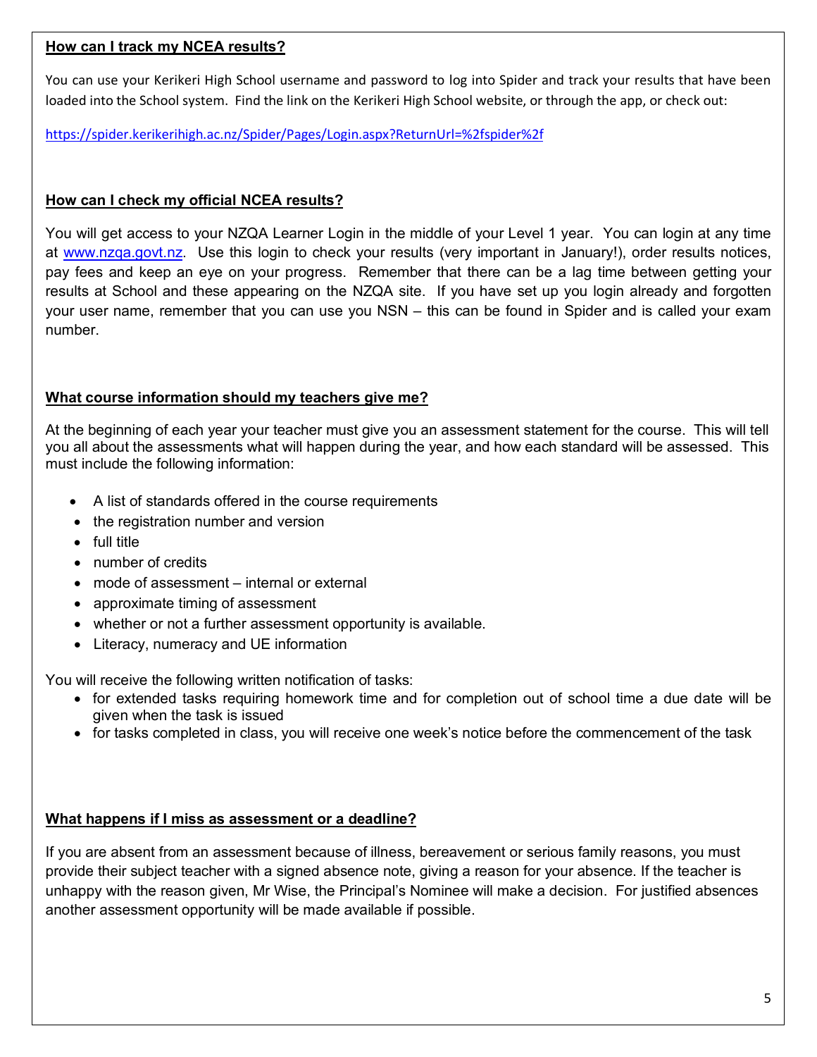**How can I track my NCEA results?**

You can use your Kerikeri High School username and password to log into Spider and track your results that have been loaded into the School system. Find the link on the Kerikeri High School website, or through the app, or check out:

https://spider.kerikerihigh.ac.nz/Spider/Pages/Login.aspx?ReturnUrl=%2fspider%2f

**How can I check my official NCEA results?**

You will get access to your NZQA Learner Login in the middle of your Level 1 year. You can login at any time at www.nzqa.govt.nz. Use this login to check your results (very important in January!), order results notices, pay fees and keep an eye on your progress. Remember that there can be a lag time between getting your results at School and these appearing on the NZQA site. If you have set up you login already and forgotten your user name, remember that you can use you NSN – this can be found in Spider and is called your exam number.

**What course information should my teachers give me?**

At the beginning of each year your teacher must give you an assessment statement for the course. This will tell you all about the assessments what will happen during the year, and how each standard will be assessed. This must include the following information:

- A list of standards offered in the course requirements
- the registration number and version
- full title
- number of credits
- mode of assessment – internal or external
- approximate timing of assessment
- whether or not a further assessment opportunity is available.
- Literacy, numeracy and UE information

You will receive the following written notification of tasks:

- for extended tasks requiring homework time and for completion out of school time a due date will be given when the task is issued
- for tasks completed in class, you will receive one week's notice before the commencement of the task

**What happens if I miss as assessment or a deadline?**

If you are absent from an assessment because of illness, bereavement or serious family reasons, you must provide their subject teacher with a signed absence note, giving a reason for your absence. If the teacher is unhappy with the reason given, Mr Wise, the Principal's Nominee will make a decision. For justified absences another assessment opportunity will be made available if possible.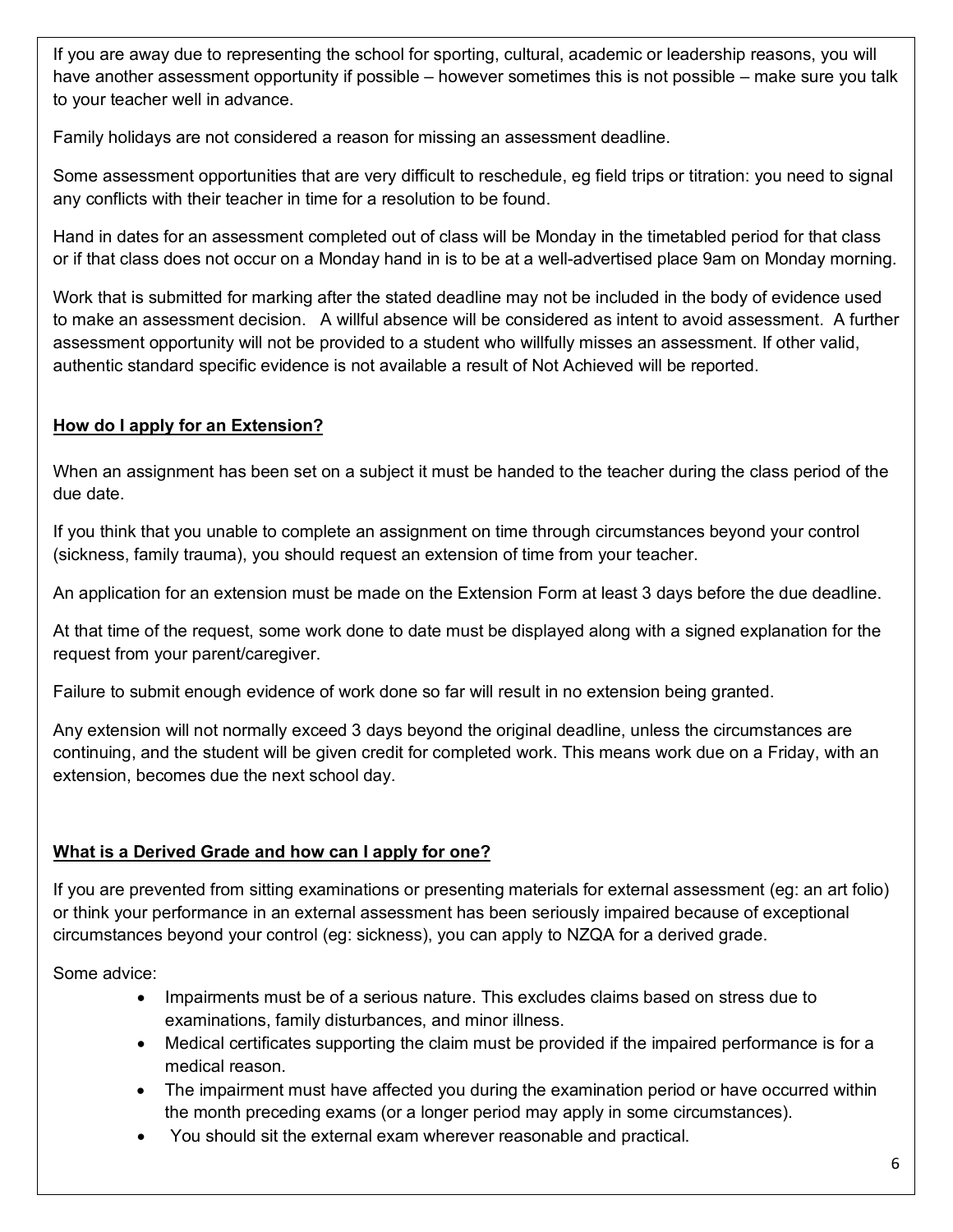If you are away due to representing the school for sporting, cultural, academic or leadership reasons, you will have another assessment opportunity if possible – however sometimes this is not possible – make sure you talk to your teacher well in advance.

Family holidays are not considered a reason for missing an assessment deadline.

Some assessment opportunities that are very difficult to reschedule, eg field trips or titration: you need to signal any conflicts with their teacher in time for a resolution to be found.

Hand in dates for an assessment completed out of class will be Monday in the timetabled period for that class or if that class does not occur on a Monday hand in is to be at a well-advertised place 9am on Monday morning.

Work that is submitted for marking after the stated deadline may not be included in the body of evidence used to make an assessment decision. A willful absence will be considered as intent to avoid assessment. A further assessment opportunity will not be provided to a student who willfully misses an assessment. If other valid, authentic standard specific evidence is not available a result of Not Achieved will be reported.

## How do I apply for an Extension?

When an assignment has been set on a subject it must be handed to the teacher during the class period of the due date.

If you think that you unable to complete an assignment on time through circumstances beyond your control (sickness, family trauma), you should request an extension of time from your teacher.

An application for an extension must be made on the Extension Form at least 3 days before the due deadline.

At that time of the request, some work done to date must be displayed along with a signed explanation for the request from your parent/caregiver.

Failure to submit enough evidence of work done so far will result in no extension being granted.

Any extension will not normally exceed 3 days beyond the original deadline, unless the circumstances are continuing, and the student will be given credit for completed work. This means work due on a Friday, with an extension, becomes due the next school day.

## What is a Derived Grade and how can I apply for one?

If you are prevented from sitting examinations or presenting materials for external assessment (eg: an art folio) or think your performance in an external assessment has been seriously impaired because of exceptional circumstances beyond your control (eg: sickness), you can apply to NZQA for a derived grade.

Some advice:

- Impairments must be of a serious nature. This excludes claims based on stress due to examinations, family disturbances, and minor illness.
- Medical certificates supporting the claim must be provided if the impaired performance is for a medical reason.
- The impairment must have affected you during the examination period or have occurred within the month preceding exams (or a longer period may apply in some circumstances).
- You should sit the external exam wherever reasonable and practical.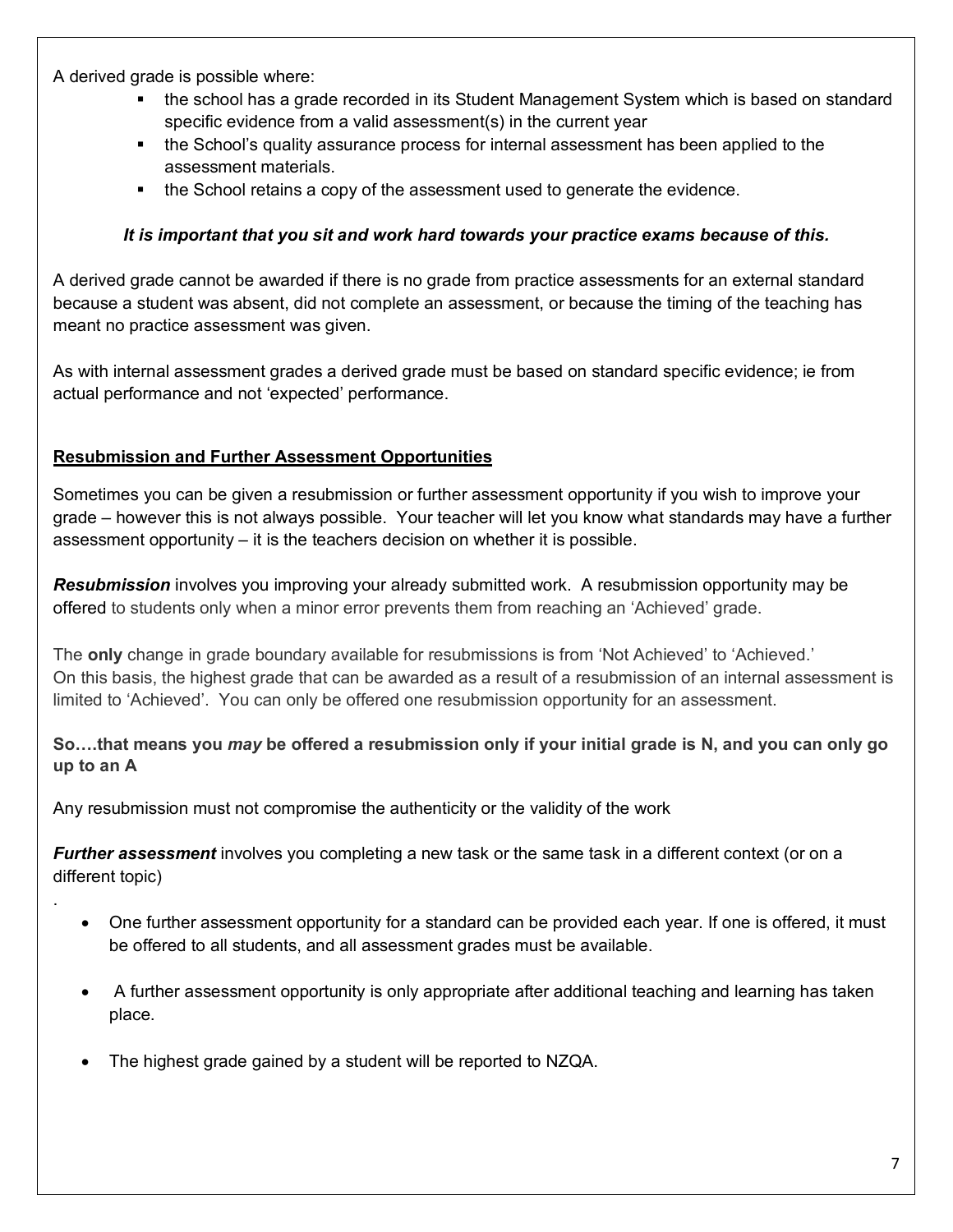A derived grade is possible where:

- the school has a grade recorded in its Student Management System which is based on standard specific evidence from a valid assessment(s) in the current year
- the School's quality assurance process for internal assessment has been applied to the assessment materials.
- the School retains a copy of the assessment used to generate the evidence.

***It is important that you sit and work hard towards your practice exams because of this.***

A derived grade cannot be awarded if there is no grade from practice assessments for an external standard because a student was absent, did not complete an assessment, or because the timing of the teaching has meant no practice assessment was given.

As with internal assessment grades a derived grade must be based on standard specific evidence; ie from actual performance and not 'expected' performance.

## Resubmission and Further Assessment Opportunities

Sometimes you can be given a resubmission or further assessment opportunity if you wish to improve your grade – however this is not always possible. Your teacher will let you know what standards may have a further assessment opportunity – it is the teachers decision on whether it is possible.

***Resubmission*** involves you improving your already submitted work. A resubmission opportunity may be offered to students only when a minor error prevents them from reaching an 'Achieved' grade.

The **only** change in grade boundary available for resubmissions is from 'Not Achieved' to 'Achieved.' On this basis, the highest grade that can be awarded as a result of a resubmission of an internal assessment is limited to 'Achieved'. You can only be offered one resubmission opportunity for an assessment.

**So….that means you *may* be offered a resubmission only if your initial grade is N, and you can only go up to an A**

Any resubmission must not compromise the authenticity or the validity of the work

***Further assessment*** involves you completing a new task or the same task in a different context (or on a different topic)

.

- One further assessment opportunity for a standard can be provided each year. If one is offered, it must be offered to all students, and all assessment grades must be available.
- A further assessment opportunity is only appropriate after additional teaching and learning has taken place.
- The highest grade gained by a student will be reported to NZQA.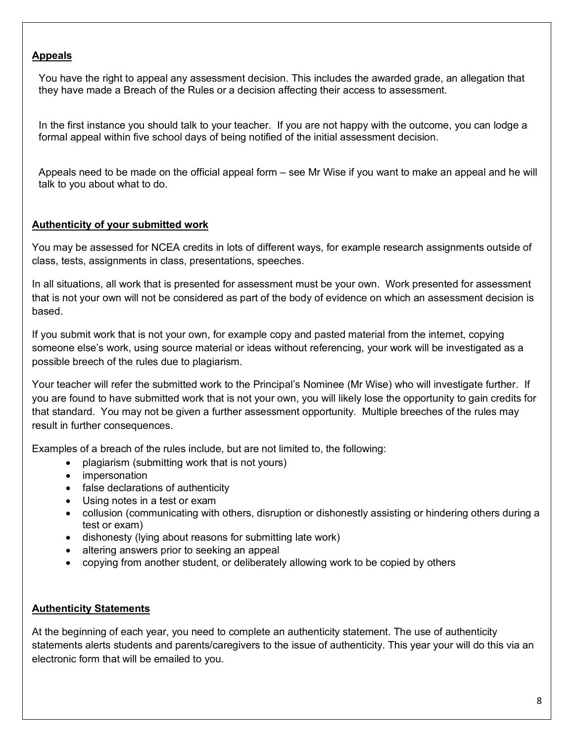## Appeals

You have the right to appeal any assessment decision. This includes the awarded grade, an allegation that they have made a Breach of the Rules or a decision affecting their access to assessment.

In the first instance you should talk to your teacher. If you are not happy with the outcome, you can lodge a formal appeal within five school days of being notified of the initial assessment decision.

Appeals need to be made on the official appeal form – see Mr Wise if you want to make an appeal and he will talk to you about what to do.

## Authenticity of your submitted work

You may be assessed for NCEA credits in lots of different ways, for example research assignments outside of class, tests, assignments in class, presentations, speeches.

In all situations, all work that is presented for assessment must be your own. Work presented for assessment that is not your own will not be considered as part of the body of evidence on which an assessment decision is based.

If you submit work that is not your own, for example copy and pasted material from the internet, copying someone else's work, using source material or ideas without referencing, your work will be investigated as a possible breech of the rules due to plagiarism.

Your teacher will refer the submitted work to the Principal's Nominee (Mr Wise) who will investigate further. If you are found to have submitted work that is not your own, you will likely lose the opportunity to gain credits for that standard. You may not be given a further assessment opportunity. Multiple breeches of the rules may result in further consequences.

Examples of a breach of the rules include, but are not limited to, the following:

- plagiarism (submitting work that is not yours)
- impersonation
- false declarations of authenticity
- Using notes in a test or exam
- collusion (communicating with others, disruption or dishonestly assisting or hindering others during a test or exam)
- dishonesty (lying about reasons for submitting late work)
- altering answers prior to seeking an appeal
- copying from another student, or deliberately allowing work to be copied by others

## Authenticity Statements

At the beginning of each year, you need to complete an authenticity statement. The use of authenticity statements alerts students and parents/caregivers to the issue of authenticity. This year your will do this via an electronic form that will be emailed to you.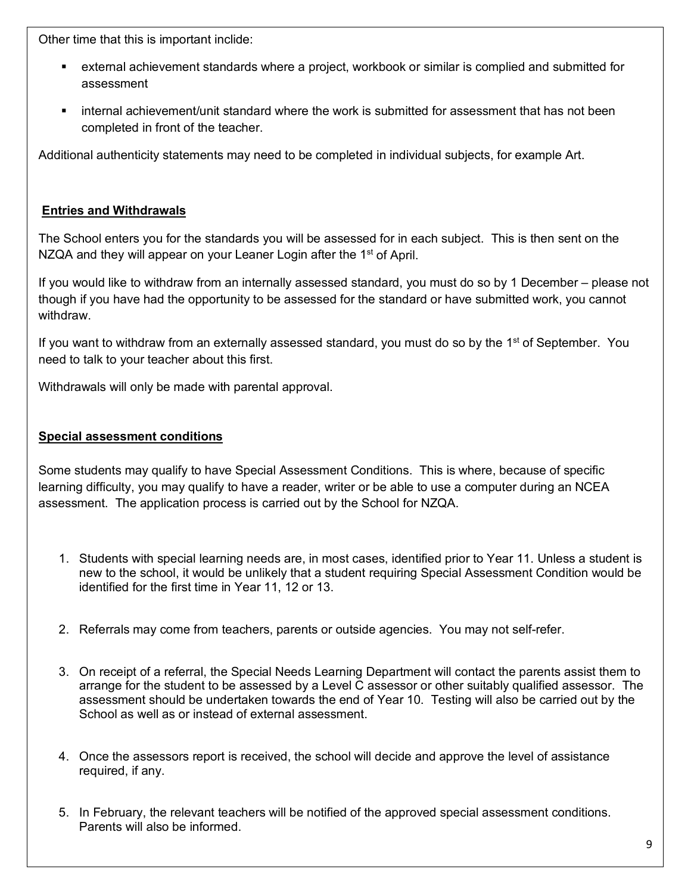Other time that this is important inclide:

- external achievement standards where a project, workbook or similar is complied and submitted for assessment
- internal achievement/unit standard where the work is submitted for assessment that has not been completed in front of the teacher.

Additional authenticity statements may need to be completed in individual subjects, for example Art.

## Entries and Withdrawals

The School enters you for the standards you will be assessed for in each subject. This is then sent on the NZQA and they will appear on your Leaner Login after the 1st of April.

If you would like to withdraw from an internally assessed standard, you must do so by 1 December – please not though if you have had the opportunity to be assessed for the standard or have submitted work, you cannot withdraw.

If you want to withdraw from an externally assessed standard, you must do so by the 1st of September. You need to talk to your teacher about this first.

Withdrawals will only be made with parental approval.

## Special assessment conditions

Some students may qualify to have Special Assessment Conditions. This is where, because of specific learning difficulty, you may qualify to have a reader, writer or be able to use a computer during an NCEA assessment. The application process is carried out by the School for NZQA.

1. Students with special learning needs are, in most cases, identified prior to Year 11. Unless a student is new to the school, it would be unlikely that a student requiring Special Assessment Condition would be identified for the first time in Year 11, 12 or 13.
2. Referrals may come from teachers, parents or outside agencies. You may not self-refer.
3. On receipt of a referral, the Special Needs Learning Department will contact the parents assist them to arrange for the student to be assessed by a Level C assessor or other suitably qualified assessor. The assessment should be undertaken towards the end of Year 10. Testing will also be carried out by the School as well as or instead of external assessment.
4. Once the assessors report is received, the school will decide and approve the level of assistance required, if any.
5. In February, the relevant teachers will be notified of the approved special assessment conditions. Parents will also be informed.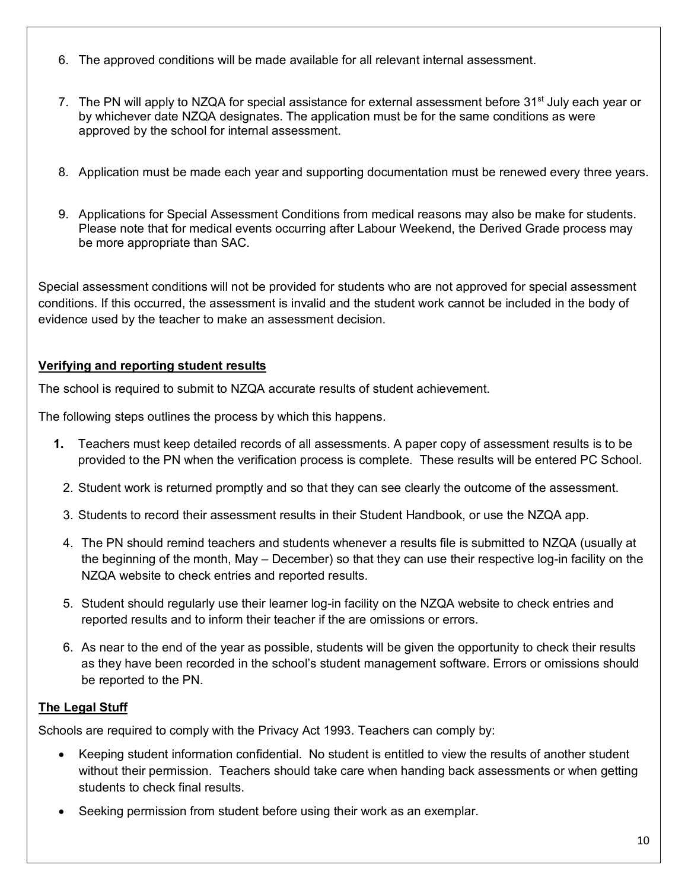6. The approved conditions will be made available for all relevant internal assessment.

7. The PN will apply to NZQA for special assistance for external assessment before 31st July each year or by whichever date NZQA designates. The application must be for the same conditions as were approved by the school for internal assessment.

8. Application must be made each year and supporting documentation must be renewed every three years.

9. Applications for Special Assessment Conditions from medical reasons may also be make for students. Please note that for medical events occurring after Labour Weekend, the Derived Grade process may be more appropriate than SAC.

Special assessment conditions will not be provided for students who are not approved for special assessment conditions. If this occurred, the assessment is invalid and the student work cannot be included in the body of evidence used by the teacher to make an assessment decision.

**Verifying and reporting student results**

The school is required to submit to NZQA accurate results of student achievement.

The following steps outlines the process by which this happens.

1. Teachers must keep detailed records of all assessments. A paper copy of assessment results is to be provided to the PN when the verification process is complete. These results will be entered PC School.
2. Student work is returned promptly and so that they can see clearly the outcome of the assessment.
3. Students to record their assessment results in their Student Handbook, or use the NZQA app.
4. The PN should remind teachers and students whenever a results file is submitted to NZQA (usually at the beginning of the month, May – December) so that they can use their respective log-in facility on the NZQA website to check entries and reported results.
5. Student should regularly use their learner log-in facility on the NZQA website to check entries and reported results and to inform their teacher if the are omissions or errors.
6. As near to the end of the year as possible, students will be given the opportunity to check their results as they have been recorded in the school's student management software. Errors or omissions should be reported to the PN.

**The Legal Stuff**

Schools are required to comply with the Privacy Act 1993. Teachers can comply by:

- Keeping student information confidential. No student is entitled to view the results of another student without their permission. Teachers should take care when handing back assessments or when getting students to check final results.
- Seeking permission from student before using their work as an exemplar.